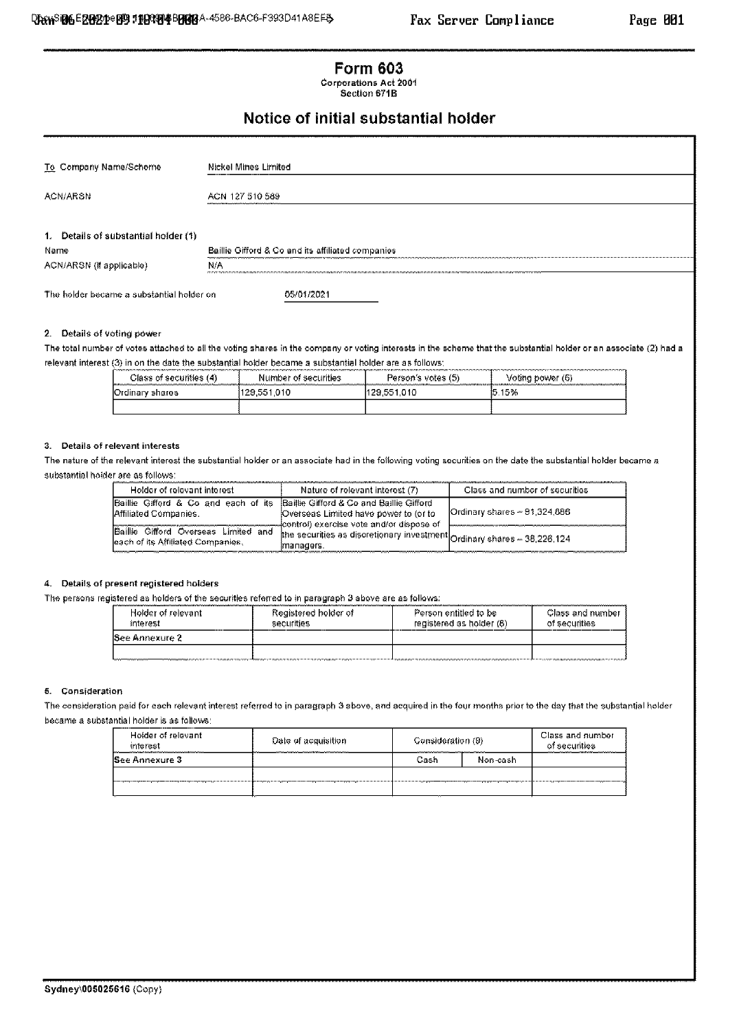# Form 603

Corporations Act 2001
Section 671B

## Notice of initial substantial holder

| To Company Name/Scheme | Nickel Mines Limited |
|---|---|
| ACN/ARSN | ACN 127 510 589 |

### 1. Details of substantial holder (1)

| Name | Baillie Gifford & Co and its affiliated companies |
|---|---|
| ACN/ARSN (if applicable) | N/A |

The holder became a substantial holder on 05/01/2021

### 2. Details of voting power

The total number of votes attached to all the voting shares in the company or voting interests in the scheme that the substantial holder or an associate (2) had a relevant interest (3) in on the date the substantial holder became a substantial holder are as follows:

| Class of securities (4) | Number of securities | Person's votes (5) | Voting power (6) |
|---|---|---|---|
| Ordinary shares | 129,551,010 | 129,551,010 | 5.15% |
| | | | |

### 3. Details of relevant interests

The nature of the relevant interest the substantial holder or an associate had in the following voting securities on the date the substantial holder became a substantial holder are as follows:

| Holder of relevant interest | Nature of relevant interest (7) | Class and number of securities |
|---|---|---|
| Baillie Gifford & Co and each of its Affiliated Companies. | Baillie Gifford & Co and Baillie Gifford Overseas Limited have power to (or to control) exercise vote and/or dispose of the securities as discretionary investment managers. | Ordinary shares – 91,324,886 |
| Baillie Gifford Overseas Limited and each of its Affiliated Companies. | | Ordinary shares – 38,226,124 |

### 4. Details of present registered holders

The persons registered as holders of the securities referred to in paragraph 3 above are as follows:

| Holder of relevant interest | Registered holder of securities | Person entitled to be registered as holder (8) | Class and number of securities |
|---|---|---|---|
| See Annexure 2 | | | |
| | | | |

### 5. Consideration

The consideration paid for each relevant interest referred to in paragraph 3 above, and acquired in the four months prior to the day that the substantial holder became a substantial holder is as follows:

| Holder of relevant interest | Date of acquisition | Consideration (9) | | Class and number of securities |
|---|---|---|---|---|
| | | Cash | Non-cash | |
| See Annexure 3 | | | | |
| | | | | |
| | | | | |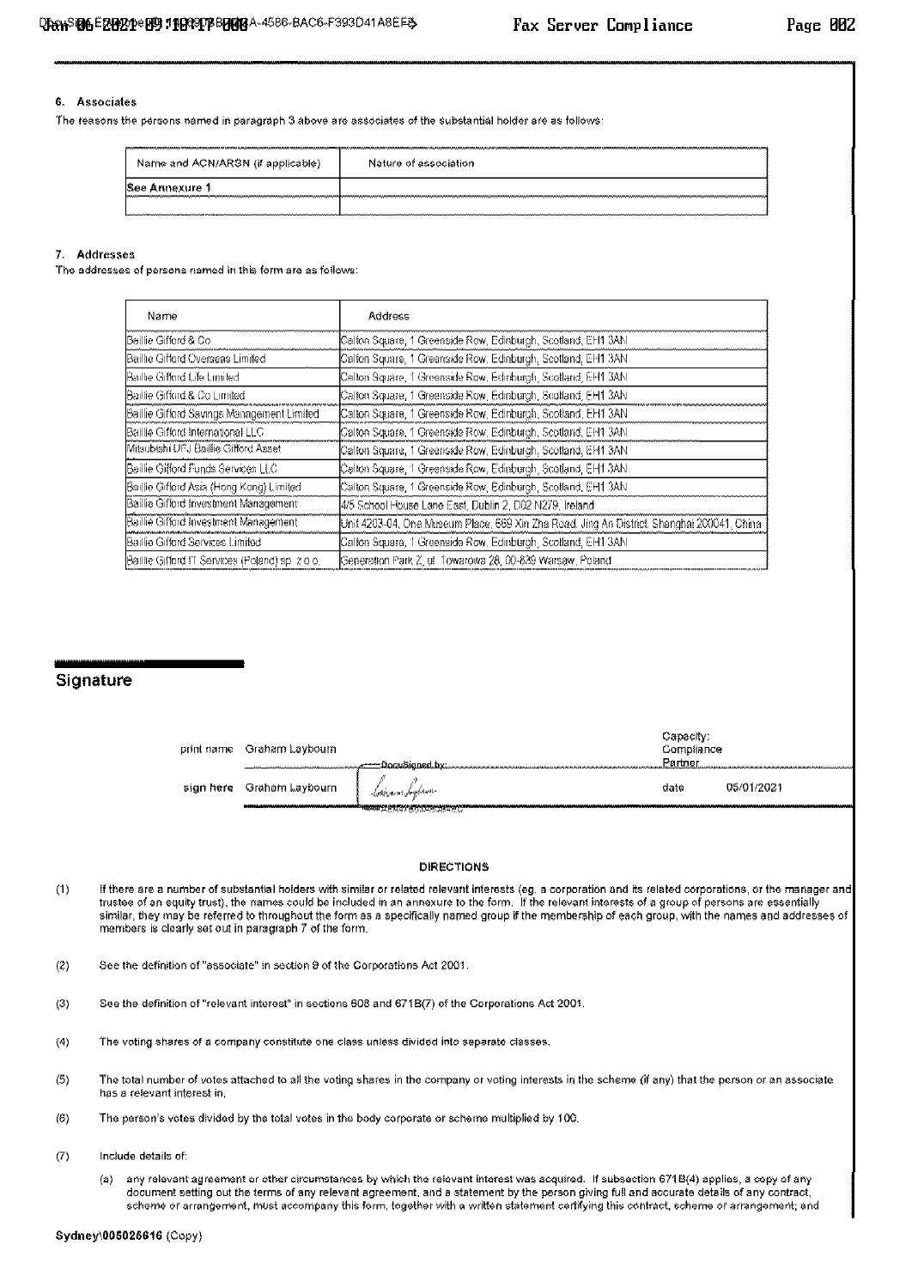### 6. Associates

The reasons the persons named in paragraph 3 above are associates of the substantial holder are as follows:

| Name and ACN/ARSN (if applicable) | Nature of association |
|---|---|
| **See Annexure 1** | |
| | |

### 7. Addresses

The addresses of persons named in this form are as follows:

| Name | Address |
|---|---|
| Baillie Gifford & Co | Calton Square, 1 Greenside Row, Edinburgh, Scotland, EH1 3AN |
| Baillie Gifford Overseas Limited | Calton Square, 1 Greenside Row, Edinburgh, Scotland, EH1 3AN |
| Baillie Gifford Life Limited | Calton Square, 1 Greenside Row, Edinburgh, Scotland, EH1 3AN |
| Baillie Gifford & Co Limited | Calton Square, 1 Greenside Row, Edinburgh, Scotland, EH1 3AN |
| Baillie Gifford Savings Management Limited | Calton Square, 1 Greenside Row, Edinburgh, Scotland, EH1 3AN |
| Baillie Gifford International LLC | Calton Square, 1 Greenside Row, Edinburgh, Scotland, EH1 3AN |
| Mitsubishi UFJ Baillie Gifford Asset | Calton Square, 1 Greenside Row, Edinburgh, Scotland, EH1 3AN |
| Baillie Gifford Funds Services LLC | Calton Square, 1 Greenside Row, Edinburgh, Scotland, EH1 3AN |
| Baillie Gifford Asia (Hong Kong) Limited | Calton Square, 1 Greenside Row, Edinburgh, Scotland, EH1 3AN |
| Baillie Gifford Investment Management | 4/5 School House Lane East, Dublin 2, D02 N279, Ireland |
| Baillie Gifford Investment Management | Unit 4203-04, One Museum Place, 669 Xin Zha Road, Jing An District, Shanghai 200041, China |
| Baillie Gifford Services Limited | Calton Square, 1 Greenside Row, Edinburgh, Scotland, EH1 3AN |
| Baillie Gifford IT Services (Poland) sp. z o.o. | Generation Park Z, ul. Towarowa 28, 00-839 Warsaw, Poland |

## Signature

| | | | |
|---|---|---|---|
| print name | Graham Laybourn | Capacity: | Compliance Partner |
| sign here | Graham Laybourn | date | 05/01/2021 |

### DIRECTIONS

(1) If there are a number of substantial holders with similar or related relevant interests (eg. a corporation and its related corporations, or the manager and trustee of an equity trust), the names could be included in an annexure to the form. If the relevant interests of a group of persons are essentially similar, they may be referred to throughout the form as a specifically named group if the membership of each group, with the names and addresses of members is clearly set out in paragraph 7 of the form.

(2) See the definition of "associate" in section 9 of the Corporations Act 2001.

(3) See the definition of "relevant interest" in sections 608 and 671B(7) of the Corporations Act 2001.

(4) The voting shares of a company constitute one class unless divided into separate classes.

(5) The total number of votes attached to all the voting shares in the company or voting interests in the scheme (if any) that the person or an associate has a relevant interest in.

(6) The person's votes divided by the total votes in the body corporate or scheme multiplied by 100.

(7) Include details of:

(a) any relevant agreement or other circumstances by which the relevant interest was acquired. If subsection 671B(4) applies, a copy of any document setting out the terms of any relevant agreement, and a statement by the person giving full and accurate details of any contract, scheme or arrangement, must accompany this form, together with a written statement certifying this contract, scheme or arrangement; and

Sydney\005025616 (Copy)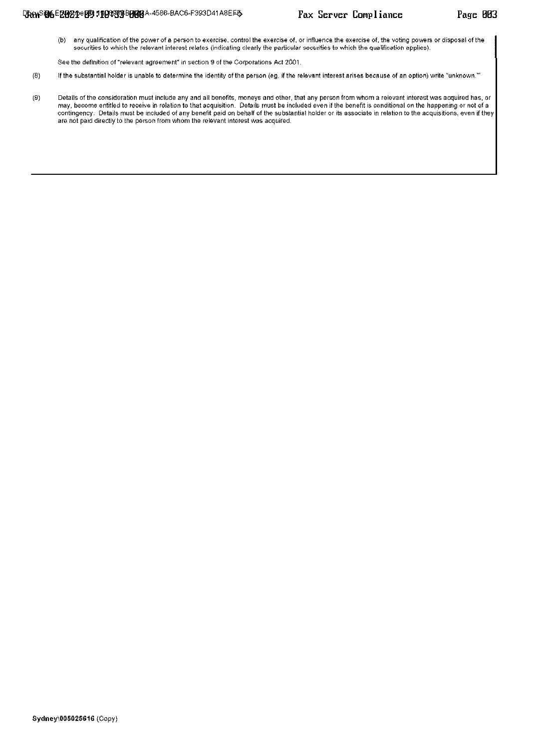(b) any qualification of the power of a person to exercise, control the exercise of, or influence the exercise of, the voting powers or disposal of the securities to which the relevant interest relates (indicating clearly the particular securities to which the qualification applies).

See the definition of "relevant agreement" in section 9 of the Corporations Act 2001.

(8) If the substantial holder is unable to determine the identity of the person (eg. if the relevant interest arises because of an option) write "unknown."

(9) Details of the consideration must include any and all benefits, moneys and other, that any person from whom a relevant interest was acquired has, or may, become entitled to receive in relation to that acquisition. Details must be included even if the benefit is conditional on the happening or not of a contingency. Details must be included of any benefit paid on behalf of the substantial holder or its associate in relation to the acquisitions, even if they are not paid directly to the person from whom the relevant interest was acquired.

Sydney\005025616 (Copy)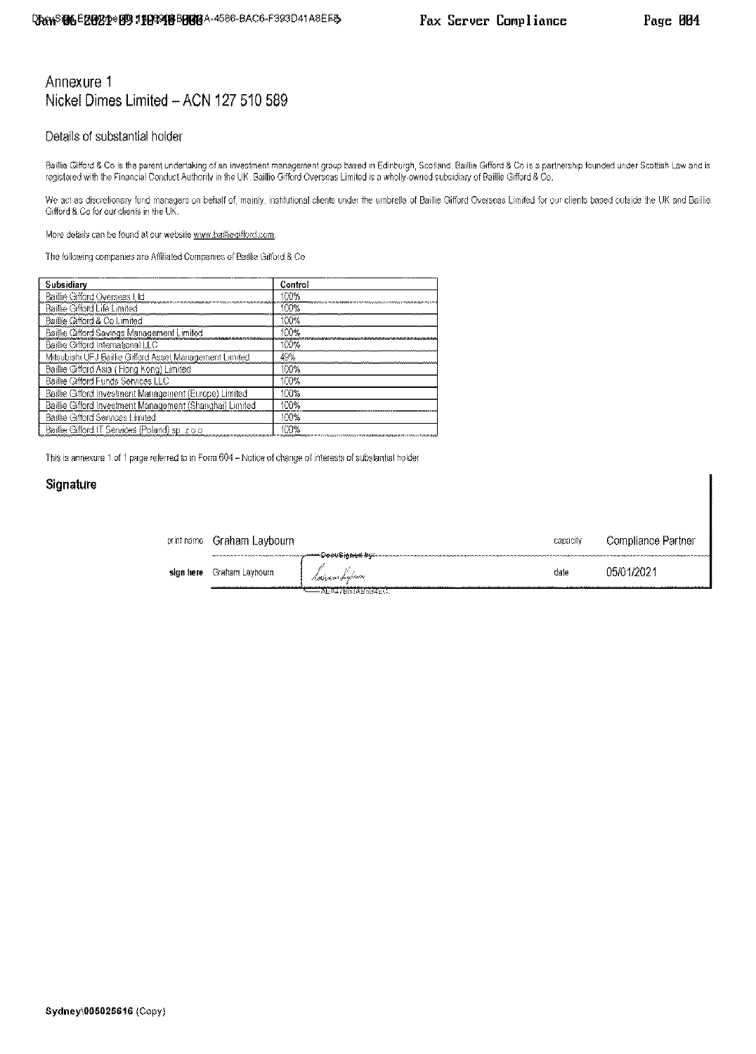# Annexure 1
## Nickel Dimes Limited – ACN 127 510 589

Details of substantial holder

Baillie Gifford & Co is the parent undertaking of an investment management group based in Edinburgh, Scotland. Baillie Gifford & Co is a partnership founded under Scottish Law and is registered with the Financial Conduct Authority in the UK. Baillie Gifford Overseas Limited is a wholly-owned subsidiary of Baillie Gifford & Co.

We act as discretionary fund managers on behalf of, mainly, institutional clients under the umbrella of Baillie Gifford Overseas Limited for our clients based outside the UK and Baillie Gifford & Co for our clients in the UK.

More details can be found at our website www.bailliegifford.com.

The following companies are Affiliated Companies of Baillie Gifford & Co

| Subsidiary | Control |
| --- | --- |
| Baillie Gifford Overseas Ltd | 100% |
| Baillie Gifford Life Limited | 100% |
| Baillie Gifford & Co Limited | 100% |
| Baillie Gifford Savings Management Limited | 100% |
| Baillie Gifford International LLC | 100% |
| Mitsubishi UFJ Baillie Gifford Asset Management Limited | 49% |
| Baillie Gifford Asia ( Hong Kong) Limited | 100% |
| Baillie Gifford Funds Services LLC | 100% |
| Baillie Gifford Investment Management (Europe) Limited | 100% |
| Baillie Gifford Investment Management (Shanghai) Limited | 100% |
| Baillie Gifford Services Limited | 100% |
| Baillie Gifford IT Services (Poland) sp. z o.o. | 100% |

This is annexure 1 of 1 page referred to in Form 604 – Notice of change of interests of substantial holder

## Signature

| | | | |
| --- | --- | --- | --- |
| print name | Graham Laybourn | capacity | Compliance Partner |
| **sign here** | Graham Laybourn (DocuSigned by: Graham Laybourn, AE447B63AB5B4EC...) | date | 05/01/2021 |

Sydney\005025616 (Copy)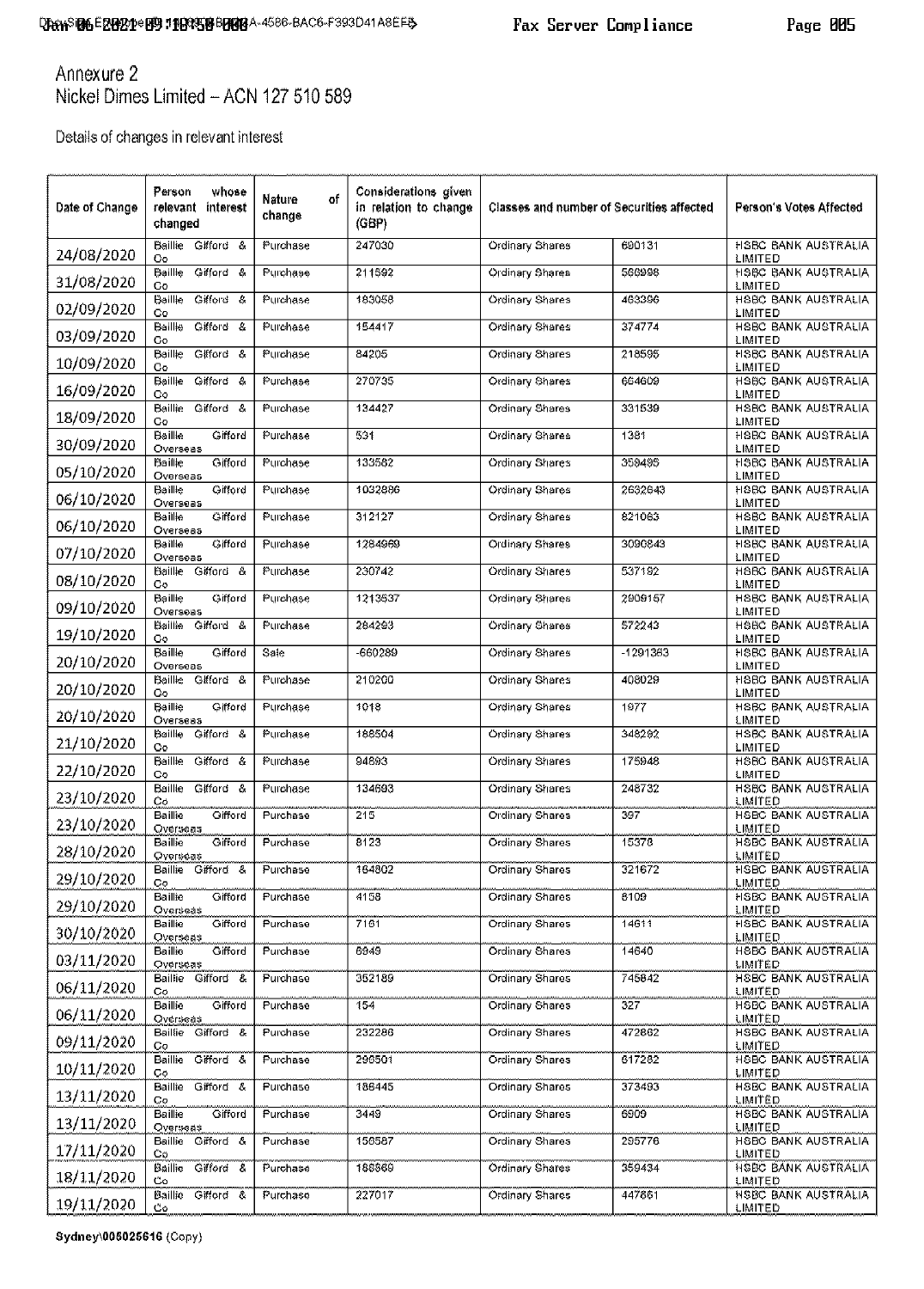# Annexure 2
Nickel Dimes Limited – ACN 127 510 589

Details of changes in relevant interest

| Date of Change | Person whose relevant interest changed | Nature of change | Considerations given in relation to change (GBP) | Classes and number of Securities affected | | Person's Votes Affected |
|---|---|---|---|---|---|---|
| 24/08/2020 | Baillie Gifford & Co | Purchase | 247030 | Ordinary Shares | 690131 | HSBC BANK AUSTRALIA LIMITED |
| 31/08/2020 | Baillie Gifford & Co | Purchase | 211592 | Ordinary Shares | 566998 | HSBC BANK AUSTRALIA LIMITED |
| 02/09/2020 | Baillie Gifford & Co | Purchase | 183058 | Ordinary Shares | 463396 | HSBC BANK AUSTRALIA LIMITED |
| 03/09/2020 | Baillie Gifford & Co | Purchase | 154417 | Ordinary Shares | 374774 | HSBC BANK AUSTRALIA LIMITED |
| 10/09/2020 | Baillie Gifford & Co | Purchase | 84205 | Ordinary Shares | 218595 | HSBC BANK AUSTRALIA LIMITED |
| 16/09/2020 | Baillie Gifford & Co | Purchase | 270735 | Ordinary Shares | 664609 | HSBC BANK AUSTRALIA LIMITED |
| 18/09/2020 | Baillie Gifford & Co | Purchase | 134427 | Ordinary Shares | 331539 | HSBC BANK AUSTRALIA LIMITED |
| 30/09/2020 | Baillie Gifford Overseas | Purchase | 531 | Ordinary Shares | 1381 | HSBC BANK AUSTRALIA LIMITED |
| 05/10/2020 | Baillie Gifford Overseas | Purchase | 133582 | Ordinary Shares | 359495 | HSBC BANK AUSTRALIA LIMITED |
| 06/10/2020 | Baillie Gifford Overseas | Purchase | 1032886 | Ordinary Shares | 2632643 | HSBC BANK AUSTRALIA LIMITED |
| 06/10/2020 | Baillie Gifford Overseas | Purchase | 312127 | Ordinary Shares | 821063 | HSBC BANK AUSTRALIA LIMITED |
| 07/10/2020 | Baillie Gifford Overseas | Purchase | 1284969 | Ordinary Shares | 3090843 | HSBC BANK AUSTRALIA LIMITED |
| 08/10/2020 | Baillie Gifford & Co | Purchase | 230742 | Ordinary Shares | 537192 | HSBC BANK AUSTRALIA LIMITED |
| 09/10/2020 | Baillie Gifford Overseas | Purchase | 1213537 | Ordinary Shares | 2909157 | HSBC BANK AUSTRALIA LIMITED |
| 19/10/2020 | Baillie Gifford & Co | Purchase | 284293 | Ordinary Shares | 572243 | HSBC BANK AUSTRALIA LIMITED |
| 20/10/2020 | Baillie Gifford Overseas | Sale | -660289 | Ordinary Shares | -1291363 | HSBC BANK AUSTRALIA LIMITED |
| 20/10/2020 | Baillie Gifford & Co | Purchase | 210200 | Ordinary Shares | 408029 | HSBC BANK AUSTRALIA LIMITED |
| 20/10/2020 | Baillie Gifford Overseas | Purchase | 1018 | Ordinary Shares | 1977 | HSBC BANK AUSTRALIA LIMITED |
| 21/10/2020 | Baillie Gifford & Co | Purchase | 188504 | Ordinary Shares | 348292 | HSBC BANK AUSTRALIA LIMITED |
| 22/10/2020 | Baillie Gifford & Co | Purchase | 94893 | Ordinary Shares | 175948 | HSBC BANK AUSTRALIA LIMITED |
| 23/10/2020 | Baillie Gifford & Co | Purchase | 134693 | Ordinary Shares | 248732 | HSBC BANK AUSTRALIA LIMITED |
| 23/10/2020 | Baillie Gifford Overseas | Purchase | 215 | Ordinary Shares | 397 | HSBC BANK AUSTRALIA LIMITED |
| 28/10/2020 | Baillie Gifford Overseas | Purchase | 8123 | Ordinary Shares | 15378 | HSBC BANK AUSTRALIA LIMITED |
| 29/10/2020 | Baillie Gifford & Co | Purchase | 164802 | Ordinary Shares | 321672 | HSBC BANK AUSTRALIA LIMITED |
| 29/10/2020 | Baillie Gifford Overseas | Purchase | 4158 | Ordinary Shares | 8109 | HSBC BANK AUSTRALIA LIMITED |
| 30/10/2020 | Baillie Gifford Overseas | Purchase | 7161 | Ordinary Shares | 14611 | HSBC BANK AUSTRALIA LIMITED |
| 03/11/2020 | Baillie Gifford Overseas | Purchase | 6949 | Ordinary Shares | 14640 | HSBC BANK AUSTRALIA LIMITED |
| 06/11/2020 | Baillie Gifford & Co | Purchase | 352189 | Ordinary Shares | 745842 | HSBC BANK AUSTRALIA LIMITED |
| 06/11/2020 | Baillie Gifford Overseas | Purchase | 154 | Ordinary Shares | 327 | HSBC BANK AUSTRALIA LIMITED |
| 09/11/2020 | Baillie Gifford & Co | Purchase | 232286 | Ordinary Shares | 472862 | HSBC BANK AUSTRALIA LIMITED |
| 10/11/2020 | Baillie Gifford & Co | Purchase | 296501 | Ordinary Shares | 617282 | HSBC BANK AUSTRALIA LIMITED |
| 13/11/2020 | Baillie Gifford & Co | Purchase | 186445 | Ordinary Shares | 373493 | HSBC BANK AUSTRALIA LIMITED |
| 13/11/2020 | Baillie Gifford Overseas | Purchase | 3449 | Ordinary Shares | 6909 | HSBC BANK AUSTRALIA LIMITED |
| 17/11/2020 | Baillie Gifford & Co | Purchase | 156587 | Ordinary Shares | 295776 | HSBC BANK AUSTRALIA LIMITED |
| 18/11/2020 | Baillie Gifford & Co | Purchase | 188869 | Ordinary Shares | 359434 | HSBC BANK AUSTRALIA LIMITED |
| 19/11/2020 | Baillie Gifford & Co | Purchase | 227017 | Ordinary Shares | 447861 | HSBC BANK AUSTRALIA LIMITED |

Sydney\005025616 (Copy)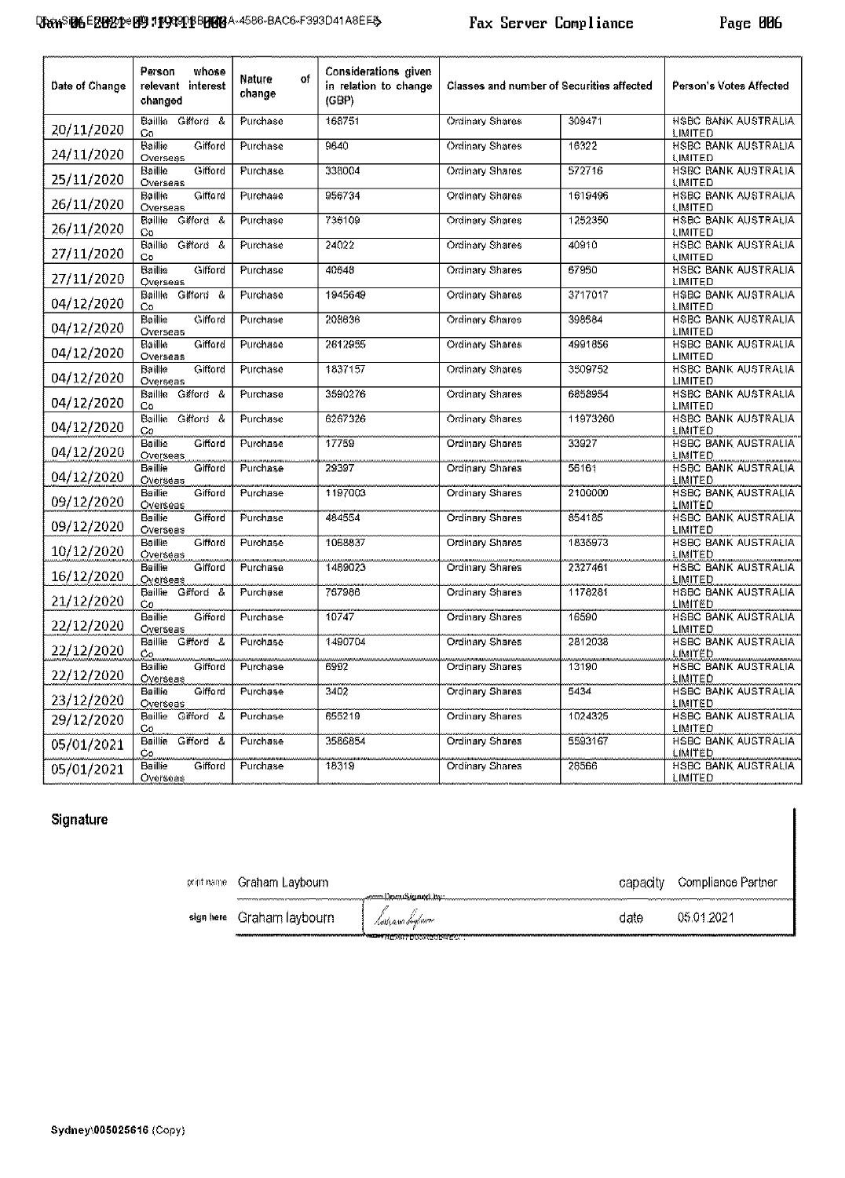| Date of Change | Person whose relevant interest changed | Nature of change | Considerations given in relation to change (GBP) | Classes and number of Securities affected | | Person's Votes Affected |
|---|---|---|---|---|---|---|
| 20/11/2020 | Baillie Gifford & Co | Purchase | 168751 | Ordinary Shares | 309471 | HSBC BANK AUSTRALIA LIMITED |
| 24/11/2020 | Baillie Gifford Overseas | Purchase | 9640 | Ordinary Shares | 16322 | HSBC BANK AUSTRALIA LIMITED |
| 25/11/2020 | Baillie Gifford Overseas | Purchase | 338004 | Ordinary Shares | 572716 | HSBC BANK AUSTRALIA LIMITED |
| 26/11/2020 | Baillie Gifford Overseas | Purchase | 956734 | Ordinary Shares | 1619496 | HSBC BANK AUSTRALIA LIMITED |
| 26/11/2020 | Baillie Gifford & Co | Purchase | 736109 | Ordinary Shares | 1252350 | HSBC BANK AUSTRALIA LIMITED |
| 27/11/2020 | Baillie Gifford & Co | Purchase | 24022 | Ordinary Shares | 40910 | HSBC BANK AUSTRALIA LIMITED |
| 27/11/2020 | Baillie Gifford Overseas | Purchase | 40648 | Ordinary Shares | 67950 | HSBC BANK AUSTRALIA LIMITED |
| 04/12/2020 | Baillie Gifford & Co | Purchase | 1945649 | Ordinary Shares | 3717017 | HSBC BANK AUSTRALIA LIMITED |
| 04/12/2020 | Baillie Gifford Overseas | Purchase | 208636 | Ordinary Shares | 398584 | HSBC BANK AUSTRALIA LIMITED |
| 04/12/2020 | Baillie Gifford Overseas | Purchase | 2612955 | Ordinary Shares | 4991856 | HSBC BANK AUSTRALIA LIMITED |
| 04/12/2020 | Baillie Gifford Overseas | Purchase | 1837157 | Ordinary Shares | 3509752 | HSBC BANK AUSTRALIA LIMITED |
| 04/12/2020 | Baillie Gifford & Co | Purchase | 3590276 | Ordinary Shares | 6858954 | HSBC BANK AUSTRALIA LIMITED |
| 04/12/2020 | Baillie Gifford & Co | Purchase | 6267326 | Ordinary Shares | 11973260 | HSBC BANK AUSTRALIA LIMITED |
| 04/12/2020 | Baillie Gifford Overseas | Purchase | 17759 | Ordinary Shares | 33927 | HSBC BANK AUSTRALIA LIMITED |
| 04/12/2020 | Baillie Gifford Overseas | Purchase | 29397 | Ordinary Shares | 56161 | HSBC BANK AUSTRALIA LIMITED |
| 09/12/2020 | Baillie Gifford Overseas | Purchase | 1197003 | Ordinary Shares | 2100000 | HSBC BANK AUSTRALIA LIMITED |
| 09/12/2020 | Baillie Gifford Overseas | Purchase | 484554 | Ordinary Shares | 854185 | HSBC BANK AUSTRALIA LIMITED |
| 10/12/2020 | Baillie Gifford Overseas | Purchase | 1068837 | Ordinary Shares | 1835973 | HSBC BANK AUSTRALIA LIMITED |
| 16/12/2020 | Baillie Gifford Overseas | Purchase | 1489023 | Ordinary Shares | 2327461 | HSBC BANK AUSTRALIA LIMITED |
| 21/12/2020 | Baillie Gifford & Co | Purchase | 767986 | Ordinary Shares | 1178281 | HSBC BANK AUSTRALIA LIMITED |
| 22/12/2020 | Baillie Gifford Overseas | Purchase | 10747 | Ordinary Shares | 16590 | HSBC BANK AUSTRALIA LIMITED |
| 22/12/2020 | Baillie Gifford & Co | Purchase | 1490704 | Ordinary Shares | 2812038 | HSBC BANK AUSTRALIA LIMITED |
| 22/12/2020 | Baillie Gifford Overseas | Purchase | 6992 | Ordinary Shares | 13190 | HSBC BANK AUSTRALIA LIMITED |
| 23/12/2020 | Baillie Gifford Overseas | Purchase | 3402 | Ordinary Shares | 5434 | HSBC BANK AUSTRALIA LIMITED |
| 29/12/2020 | Baillie Gifford & Co | Purchase | 655219 | Ordinary Shares | 1024325 | HSBC BANK AUSTRALIA LIMITED |
| 05/01/2021 | Baillie Gifford & Co | Purchase | 3586854 | Ordinary Shares | 5593167 | HSBC BANK AUSTRALIA LIMITED |
| 05/01/2021 | Baillie Gifford Overseas | Purchase | 18319 | Ordinary Shares | 28566 | HSBC BANK AUSTRALIA LIMITED |

## Signature

| | | | |
|---|---|---|---|
| print name | Graham Laybourn | capacity | Compliance Partner |
| sign here | Graham laybourn | date | 05.01.2021 |

Sydney\005025616 (Copy)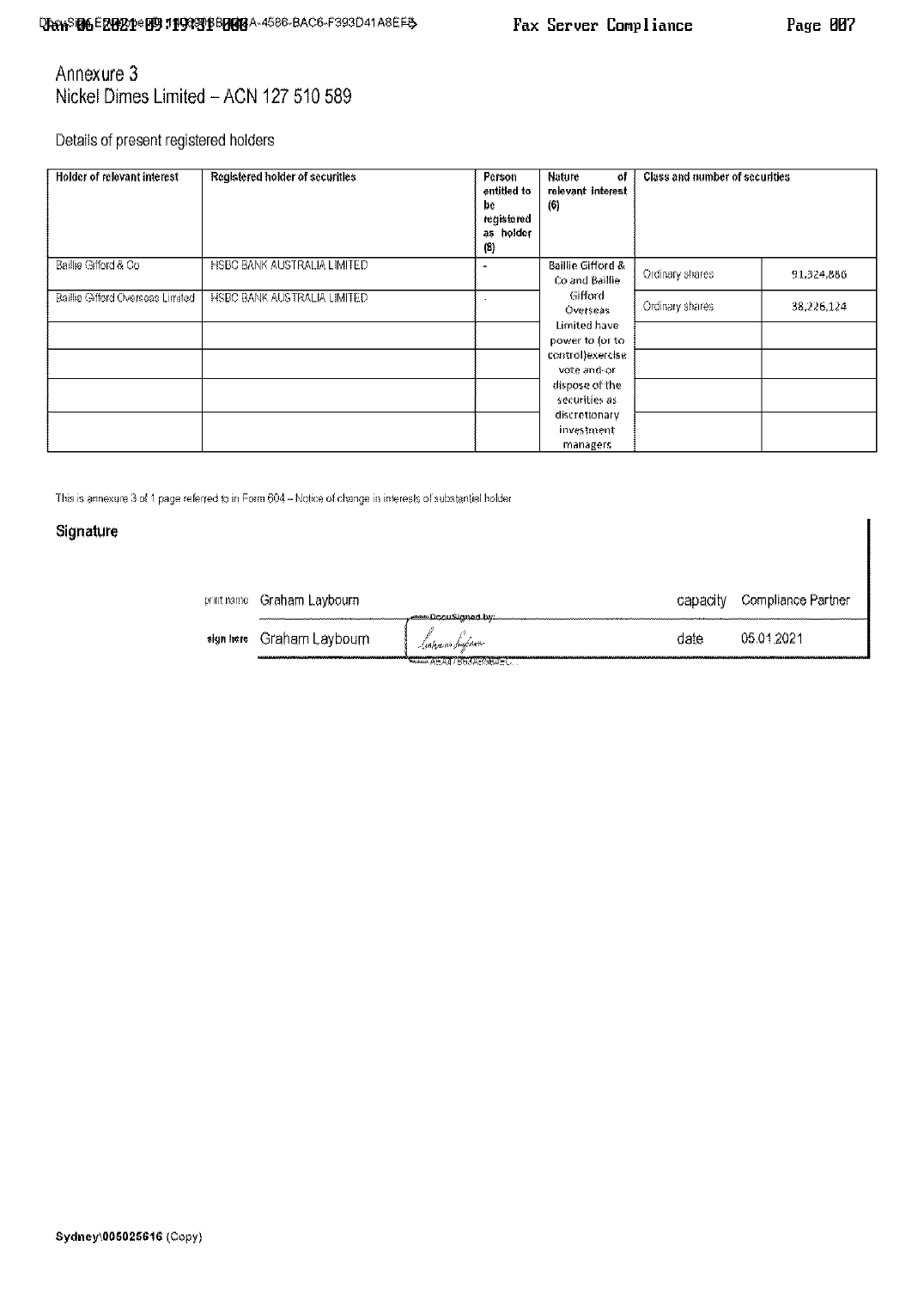Annexure 3
Nickel Dimes Limited – ACN 127 510 589

Details of present registered holders

| Holder of relevant interest | Registered holder of securities | Person entitled to be registered as holder (8) | Nature of relevant interest (6) | Class and number of securities | |
|---|---|---|---|---|---|
| Baillie Gifford & Co | HSBC BANK AUSTRALIA LIMITED | - | Baillie Gifford & Co and Baillie Gifford Overseas Limited have power to (or to control)exercise vote and-or dispose of the securities as discretionary investment managers | Ordinary shares | 91,324,886 |
| Baillie Gifford Overseas Limited | HSBC BANK AUSTRALIA LIMITED | - | | Ordinary shares | 38,226,124 |
| | | | | | |
| | | | | | |
| | | | | | |
| | | | | | |

This is annexure 3 of 1 page referred to in Form 604 – Notice of change in interests of substantial holder

**Signature**

| | | | | |
|---|---|---|---|---|
| print name | Graham Laybourn | | capacity | Compliance Partner |
| sign here | Graham Laybourn | DocuSigned by: [signature] | date | 05.01.2021 |

Sydney\005025616 (Copy)